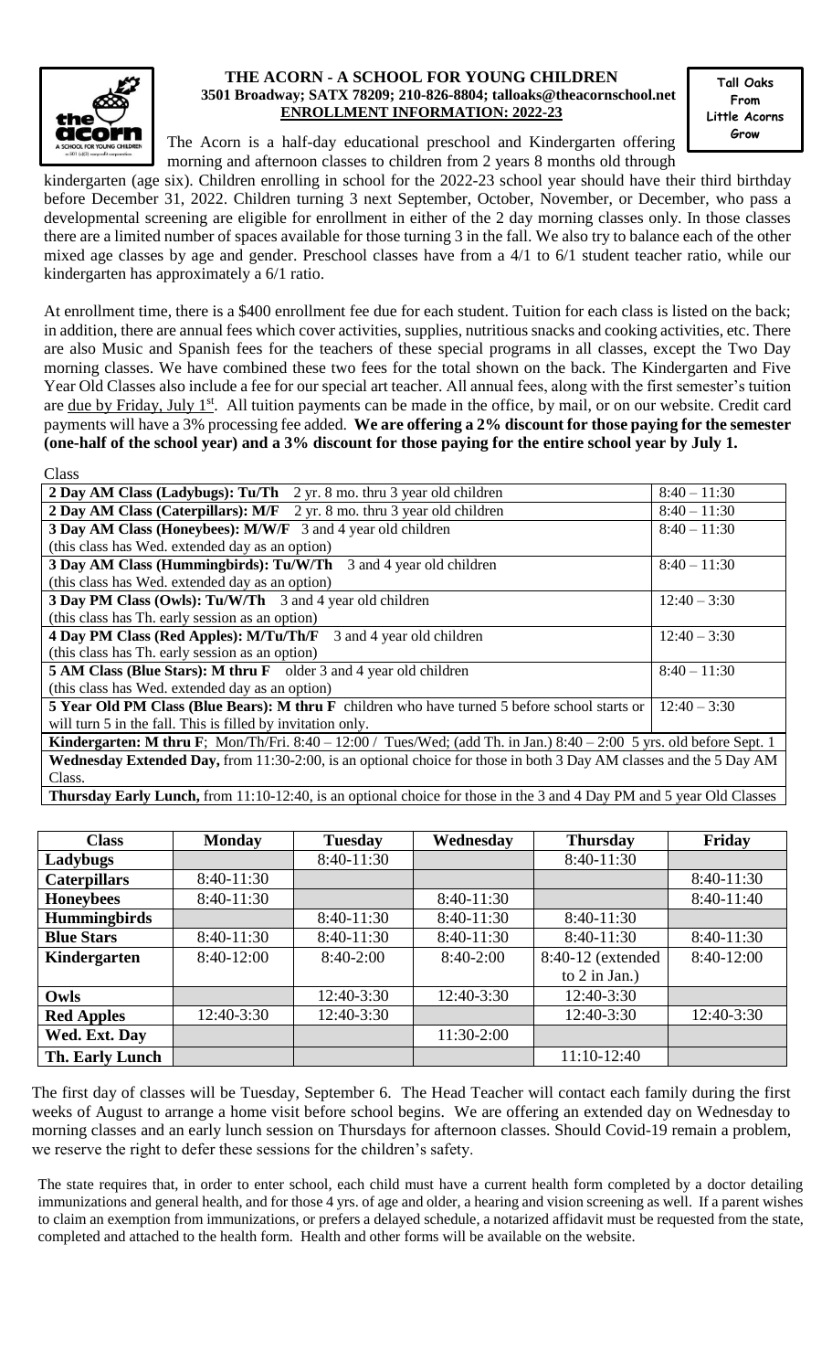# THE ACORN - A SCHOOL FOR YOUNG CHILDREN

**3501 Broadway; SATX 78209; 210-826-8804; talloaks@theacornschool.net**

**ENROLLMENT INFORMATION: 2022-23**

**Tall Oaks From Little Acorns Grow**

The Acorn is a half-day educational preschool and Kindergarten offering morning and afternoon classes to children from 2 years 8 months old through kindergarten (age six). Children enrolling in school for the 2022-23 school year should have their third birthday before December 31, 2022. Children turning 3 next September, October, November, or December, who pass a developmental screening are eligible for enrollment in either of the 2 day morning classes only. In those classes there are a limited number of spaces available for those turning 3 in the fall. We also try to balance each of the other mixed age classes by age and gender. Preschool classes have from a 4/1 to 6/1 student teacher ratio, while our kindergarten has approximately a 6/1 ratio.

At enrollment time, there is a $400 enrollment fee due for each student. Tuition for each class is listed on the back; in addition, there are annual fees which cover activities, supplies, nutritious snacks and cooking activities, etc. There are also Music and Spanish fees for the teachers of these special programs in all classes, except the Two Day morning classes. We have combined these two fees for the total shown on the back. The Kindergarten and Five Year Old Classes also include a fee for our special art teacher. All annual fees, along with the first semester's tuition are due by Friday, July 1st. All tuition payments can be made in the office, by mail, or on our website. Credit card payments will have a 3% processing fee added. **We are offering a 2% discount for those paying for the semester (one-half of the school year) and a 3% discount for those paying for the entire school year by July 1.**

| Class | |
|---|---|
| **2 Day AM Class (Ladybugs): Tu/Th** 2 yr. 8 mo. thru 3 year old children | 8:40 – 11:30 |
| **2 Day AM Class (Caterpillars): M/F** 2 yr. 8 mo. thru 3 year old children | 8:40 – 11:30 |
| **3 Day AM Class (Honeybees): M/W/F** 3 and 4 year old children (this class has Wed. extended day as an option) | 8:40 – 11:30 |
| **3 Day AM Class (Hummingbirds): Tu/W/Th** 3 and 4 year old children (this class has Wed. extended day as an option) | 8:40 – 11:30 |
| **3 Day PM Class (Owls): Tu/W/Th** 3 and 4 year old children (this class has Th. early session as an option) | 12:40 – 3:30 |
| **4 Day PM Class (Red Apples): M/Tu/Th/F** 3 and 4 year old children (this class has Th. early session as an option) | 12:40 – 3:30 |
| **5 AM Class (Blue Stars): M thru F** older 3 and 4 year old children (this class has Wed. extended day as an option) | 8:40 – 11:30 |
| **5 Year Old PM Class (Blue Bears): M thru F** children who have turned 5 before school starts or will turn 5 in the fall. This is filled by invitation only. | 12:40 – 3:30 |
| **Kindergarten: M thru F**; Mon/Th/Fri. 8:40 – 12:00 / Tues/Wed; (add Th. in Jan.) 8:40 – 2:00 5 yrs. old before Sept. 1 | |
| **Wednesday Extended Day,** from 11:30-2:00, is an optional choice for those in both 3 Day AM classes and the 5 Day AM Class. | |
| **Thursday Early Lunch,** from 11:10-12:40, is an optional choice for those in the 3 and 4 Day PM and 5 year Old Classes | |

| Class | Monday | Tuesday | Wednesday | Thursday | Friday |
|---|---|---|---|---|---|
| **Ladybugs** | | 8:40-11:30 | | 8:40-11:30 | |
| **Caterpillars** | 8:40-11:30 | | | | 8:40-11:30 |
| **Honeybees** | 8:40-11:30 | | 8:40-11:30 | | 8:40-11:40 |
| **Hummingbirds** | | 8:40-11:30 | 8:40-11:30 | 8:40-11:30 | |
| **Blue Stars** | 8:40-11:30 | 8:40-11:30 | 8:40-11:30 | 8:40-11:30 | 8:40-11:30 |
| **Kindergarten** | 8:40-12:00 | 8:40-2:00 | 8:40-2:00 | 8:40-12 (extended to 2 in Jan.) | 8:40-12:00 |
| **Owls** | | 12:40-3:30 | 12:40-3:30 | 12:40-3:30 | |
| **Red Apples** | 12:40-3:30 | 12:40-3:30 | | 12:40-3:30 | 12:40-3:30 |
| **Wed. Ext. Day** | | | 11:30-2:00 | | |
| **Th. Early Lunch** | | | | 11:10-12:40 | |

The first day of classes will be Tuesday, September 6. The Head Teacher will contact each family during the first weeks of August to arrange a home visit before school begins. We are offering an extended day on Wednesday to morning classes and an early lunch session on Thursdays for afternoon classes. Should Covid-19 remain a problem, we reserve the right to defer these sessions for the children's safety.

The state requires that, in order to enter school, each child must have a current health form completed by a doctor detailing immunizations and general health, and for those 4 yrs. of age and older, a hearing and vision screening as well. If a parent wishes to claim an exemption from immunizations, or prefers a delayed schedule, a notarized affidavit must be requested from the state, completed and attached to the health form. Health and other forms will be available on the website.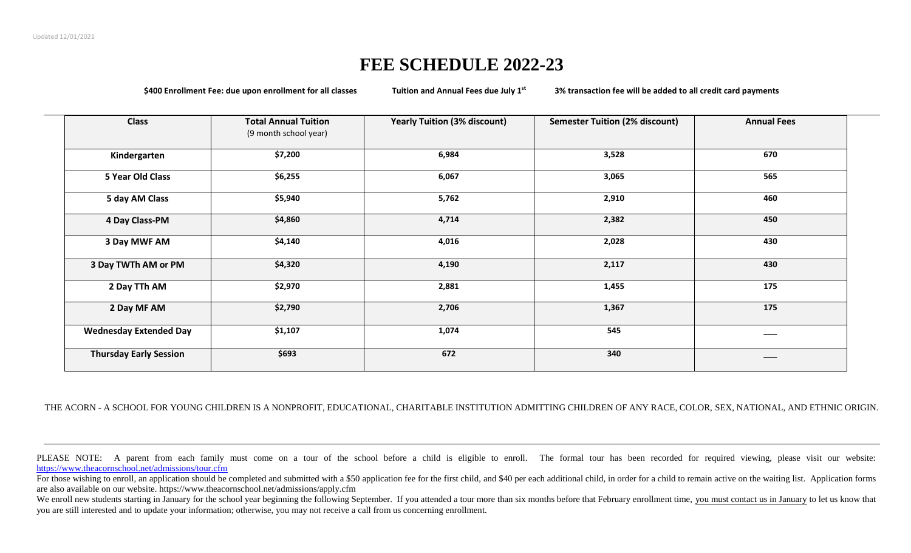Updated 12/01/2021

# FEE SCHEDULE 2022-23

**$400 Enrollment Fee: due upon enrollment for all classes** **Tuition and Annual Fees due July 1st** **3% transaction fee will be added to all credit card payments**

| Class | Total Annual Tuition (9 month school year) | Yearly Tuition (3% discount) | Semester Tuition (2% discount) | Annual Fees |
|---|---|---|---|---|
| **Kindergarten** | **$7,200** | **6,984** | **3,528** | **670** |
| **5 Year Old Class** | **$6,255** | **6,067** | **3,065** | **565** |
| **5 day AM Class** | **$5,940** | **5,762** | **2,910** | **460** |
| **4 Day Class-PM** | **$4,860** | **4,714** | **2,382** | **450** |
| **3 Day MWF AM** | **$4,140** | **4,016** | **2,028** | **430** |
| **3 Day TWTh AM or PM** | **$4,320** | **4,190** | **2,117** | **430** |
| **2 Day TTh AM** | **$2,970** | **2,881** | **1,455** | **175** |
| **2 Day MF AM** | **$2,790** | **2,706** | **1,367** | **175** |
| **Wednesday Extended Day** | **$1,107** | **1,074** | **545** | ___ |
| **Thursday Early Session** | **$693** | **672** | **340** | ___ |

THE ACORN - A SCHOOL FOR YOUNG CHILDREN IS A NONPROFIT, EDUCATIONAL, CHARITABLE INSTITUTION ADMITTING CHILDREN OF ANY RACE, COLOR, SEX, NATIONAL, AND ETHNIC ORIGIN.

PLEASE NOTE: A parent from each family must come on a tour of the school before a child is eligible to enroll. The formal tour has been recorded for required viewing, please visit our website: https://www.theacornschool.net/admissions/tour.cfm

For those wishing to enroll, an application should be completed and submitted with a $50 application fee for the first child, and $40 per each additional child, in order for a child to remain active on the waiting list. Application forms are also available on our website. https://www.theacornschool.net/admissions/apply.cfm

We enroll new students starting in January for the school year beginning the following September. If you attended a tour more than six months before that February enrollment time, you must contact us in January to let us know that you are still interested and to update your information; otherwise, you may not receive a call from us concerning enrollment.